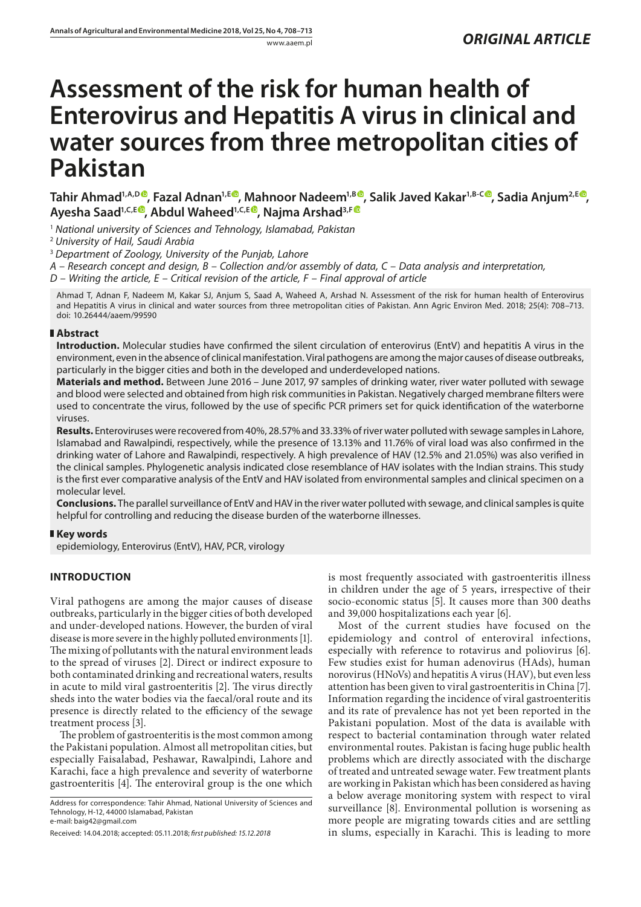*ORIGINAL ARTICLE*

# Assessment of the risk for human health of Enterovirus and Hepatitis A virus in clinical and water sources from three metropolitan cities of Pakistan

**Tahir Ahmad[1,A,D], Fazal Adnan[1,E], Mahnoor Nadeem[1,B], Salik Javed Kakar[1,B-C], Sadia Anjum[2,E], Ayesha Saad[1,C,E], Abdul Waheed[1,C,E], Najma Arshad[3,F]**

[1] *National university of Sciences and Tehnology, Islamabad, Pakistan*

[2] *University of Hail, Saudi Arabia*

[3] *Department of Zoology, University of the Punjab, Lahore*

*A – Research concept and design, B – Collection and/or assembly of data, C – Data analysis and interpretation, D – Writing the article, E – Critical revision of the article, F – Final approval of article*

Ahmad T, Adnan F, Nadeem M, Kakar SJ, Anjum S, Saad A, Waheed A, Arshad N. Assessment of the risk for human health of Enterovirus and Hepatitis A virus in clinical and water sources from three metropolitan cities of Pakistan. Ann Agric Environ Med. 2018; 25(4): 708–713. doi: 10.26444/aaem/99590

## Abstract

**Introduction.** Molecular studies have confirmed the silent circulation of enterovirus (EntV) and hepatitis A virus in the environment, even in the absence of clinical manifestation. Viral pathogens are among the major causes of disease outbreaks, particularly in the bigger cities and both in the developed and underdeveloped nations.

**Materials and method.** Between June 2016 – June 2017, 97 samples of drinking water, river water polluted with sewage and blood were selected and obtained from high risk communities in Pakistan. Negatively charged membrane filters were used to concentrate the virus, followed by the use of specific PCR primers set for quick identification of the waterborne viruses.

**Results.** Enteroviruses were recovered from 40%, 28.57% and 33.33% of river water polluted with sewage samples in Lahore, Islamabad and Rawalpindi, respectively, while the presence of 13.13% and 11.76% of viral load was also confirmed in the drinking water of Lahore and Rawalpindi, respectively. A high prevalence of HAV (12.5% and 21.05%) was also verified in the clinical samples. Phylogenetic analysis indicated close resemblance of HAV isolates with the Indian strains. This study is the first ever comparative analysis of the EntV and HAV isolated from environmental samples and clinical specimen on a molecular level.

**Conclusions.** The parallel surveillance of EntV and HAV in the river water polluted with sewage, and clinical samples is quite helpful for controlling and reducing the disease burden of the waterborne illnesses.

## Key words

epidemiology, Enterovirus (EntV), HAV, PCR, virology

## INTRODUCTION

Viral pathogens are among the major causes of disease outbreaks, particularly in the bigger cities of both developed and under-developed nations. However, the burden of viral disease is more severe in the highly polluted environments [1]. The mixing of pollutants with the natural environment leads to the spread of viruses [2]. Direct or indirect exposure to both contaminated drinking and recreational waters, results in acute to mild viral gastroenteritis [2]. The virus directly sheds into the water bodies via the faecal/oral route and its presence is directly related to the efficiency of the sewage treatment process [3].

The problem of gastroenteritis is the most common among the Pakistani population. Almost all metropolitan cities, but especially Faisalabad, Peshawar, Rawalpindi, Lahore and Karachi, face a high prevalence and severity of waterborne gastroenteritis [4]. The enteroviral group is the one which is most frequently associated with gastroenteritis illness in children under the age of 5 years, irrespective of their socio-economic status [5]. It causes more than 300 deaths and 39,000 hospitalizations each year [6].

Most of the current studies have focused on the epidemiology and control of enteroviral infections, especially with reference to rotavirus and poliovirus [6]. Few studies exist for human adenovirus (HAds), human norovirus (HNoVs) and hepatitis A virus (HAV), but even less attention has been given to viral gastroenteritis in China [7]. Information regarding the incidence of viral gastroenteritis and its rate of prevalence has not yet been reported in the Pakistani population. Most of the data is available with respect to bacterial contamination through water related environmental routes. Pakistan is facing huge public health problems which are directly associated with the discharge of treated and untreated sewage water. Few treatment plants are working in Pakistan which has been considered as having a below average monitoring system with respect to viral surveillance [8]. Environmental pollution is worsening as more people are migrating towards cities and are settling in slums, especially in Karachi. This is leading to more

Address for correspondence: Tahir Ahmad, National University of Sciences and Tehnology, H-12, 44000 Islamabad, Pakistan
e-mail: baig42@gmail.com

Received: 14.04.2018; accepted: 05.11.2018; *first published: 15.12.2018*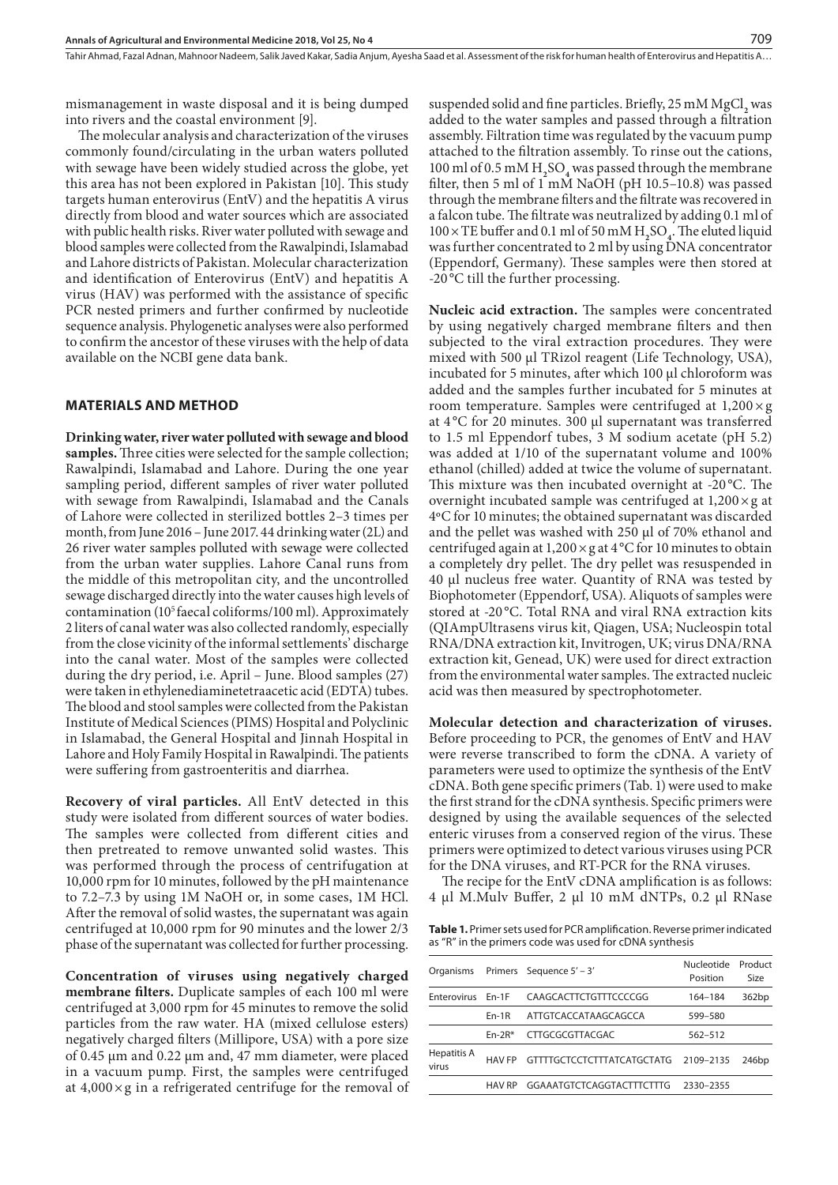mismanagement in waste disposal and it is being dumped into rivers and the coastal environment [9].

The molecular analysis and characterization of the viruses commonly found/circulating in the urban waters polluted with sewage have been widely studied across the globe, yet this area has not been explored in Pakistan [10]. This study targets human enterovirus (EntV) and the hepatitis A virus directly from blood and water sources which are associated with public health risks. River water polluted with sewage and blood samples were collected from Rawalpindi, Islamabad and Lahore districts of Pakistan. Molecular characterization and identification of Enterovirus (EntV) and hepatitis A virus (HAV) was performed with the assistance of specific PCR nested primers and further confirmed by nucleotide sequence analysis. Phylogenetic analyses were also performed to confirm the ancestor of these viruses with the help of data available on the NCBI gene data bank.

## MATERIALS AND METHOD

**Drinking water, river water polluted with sewage and blood samples.** Three cities were selected for the sample collection; Rawalpindi, Islamabad and Lahore. During the one year sampling period, different samples of river water polluted with sewage from Rawalpindi, Islamabad and the Canals of Lahore were collected in sterilized bottles 2–3 times per month, from June 2016 – June 2017. 44 drinking water (2L) and 26 river water samples polluted with sewage were collected from the urban water supplies. Lahore Canal runs from the middle of this metropolitan city, and the uncontrolled sewage discharged directly into the water causes high levels of contamination ($10^5$ faecal coliforms/100 ml). Approximately 2 liters of canal water was also collected randomly, especially from the close vicinity of the informal settlements' discharge into the canal water. Most of the samples were collected during the dry period, i.e. April – June. Blood samples (27) were taken in ethylenediaminetetraacetic acid (EDTA) tubes. The blood and stool samples were collected from the Pakistan Institute of Medical Sciences (PIMS) Hospital and Polyclinic in Islamabad, the General Hospital and Jinnah Hospital in Lahore and Holy Family Hospital in Rawalpindi. The patients were suffering from gastroenteritis and diarrhea.

**Recovery of viral particles.** All EntV detected in this study were isolated from different sources of water bodies. The samples were collected from different cities and then pretreated to remove unwanted solid wastes. This was performed through the process of centrifugation at 10,000 rpm for 10 minutes, followed by the pH maintenance to 7.2–7.3 by using 1M NaOH or, in some cases, 1M HCl. After the removal of solid wastes, the supernatant was again centrifuged at 10,000 rpm for 90 minutes and the lower 2/3 phase of the supernatant was collected for further processing.

**Concentration of viruses using negatively charged membrane filters.** Duplicate samples of each 100 ml were centrifuged at 3,000 rpm for 45 minutes to remove the solid particles from the raw water. HA (mixed cellulose esters) negatively charged filters (Millipore, USA) with a pore size of 0.45 µm and 0.22 µm and, 47 mm diameter, were placed in a vacuum pump. First, the samples were centrifuged at $4{,}000 \times g$ in a refrigerated centrifuge for the removal of suspended solid and fine particles. Briefly, 25 mM $MgCl_2$ was added to the water samples and passed through a filtration assembly. Filtration time was regulated by the vacuum pump attached to the filtration assembly. To rinse out the cations, 100 ml of 0.5 mM $H_2SO_4$ was passed through the membrane filter, then 5 ml of 1 mM NaOH (pH 10.5–10.8) was passed through the membrane filters and the filtrate was recovered in a falcon tube. The filtrate was neutralized by adding 0.1 ml of $100 \times$ TE buffer and 0.1 ml of 50 mM $H_2SO_4$. The eluted liquid was further concentrated to 2 ml by using DNA concentrator (Eppendorf, Germany). These samples were then stored at -20 °C till the further processing.

**Nucleic acid extraction.** The samples were concentrated by using negatively charged membrane filters and then subjected to the viral extraction procedures. They were mixed with 500 µl TRizol reagent (Life Technology, USA), incubated for 5 minutes, after which 100 µl chloroform was added and the samples further incubated for 5 minutes at room temperature. Samples were centrifuged at $1{,}200 \times g$ at 4 °C for 20 minutes. 300 µl supernatant was transferred to 1.5 ml Eppendorf tubes, 3 M sodium acetate (pH 5.2) was added at 1/10 of the supernatant volume and 100% ethanol (chilled) added at twice the volume of supernatant. This mixture was then incubated overnight at -20 °C. The overnight incubated sample was centrifuged at $1{,}200 \times g$ at 4°C for 10 minutes; the obtained supernatant was discarded and the pellet was washed with 250 µl of 70% ethanol and centrifuged again at $1{,}200 \times g$ at 4 °C for 10 minutes to obtain a completely dry pellet. The dry pellet was resuspended in 40 µl nucleus free water. Quantity of RNA was tested by Biophotometer (Eppendorf, USA). Aliquots of samples were stored at -20 °C. Total RNA and viral RNA extraction kits (QIAmpUltrasens virus kit, Qiagen, USA; Nucleospin total RNA/DNA extraction kit, Invitrogen, UK; virus DNA/RNA extraction kit, Genead, UK) were used for direct extraction from the environmental water samples. The extracted nucleic acid was then measured by spectrophotometer.

**Molecular detection and characterization of viruses.** Before proceeding to PCR, the genomes of EntV and HAV were reverse transcribed to form the cDNA. A variety of parameters were used to optimize the synthesis of the EntV cDNA. Both gene specific primers (Tab. 1) were used to make the first strand for the cDNA synthesis. Specific primers were designed by using the available sequences of the selected enteric viruses from a conserved region of the virus. These primers were optimized to detect various viruses using PCR for the DNA viruses, and RT-PCR for the RNA viruses.

The recipe for the EntV cDNA amplification is as follows: 4 µl M.Mulv Buffer, 2 µl 10 mM dNTPs, 0.2 µl RNase

**Table 1.** Primer sets used for PCR amplification. Reverse primer indicated as "R" in the primers code was used for cDNA synthesis

| Organisms | Primers | Sequence 5' – 3' | Nucleotide Position | Product Size |
|---|---|---|---|---|
| Enterovirus | En-1F | CAAGCACTTCTGTTTCCCCGG | 164–184 | 362bp |
| | En-1R | ATTGTCACCATAAGCAGCCA | 599–580 | |
| | En-2R* | CTTGCGCGTTACGAC | 562–512 | |
| Hepatitis A virus | HAV FP | GTTTTGCTCCTCTTTATCATGCTATG | 2109–2135 | 246bp |
| | HAV RP | GGAAATGTCTCAGGTACTTTCTTTG | 2330–2355 | |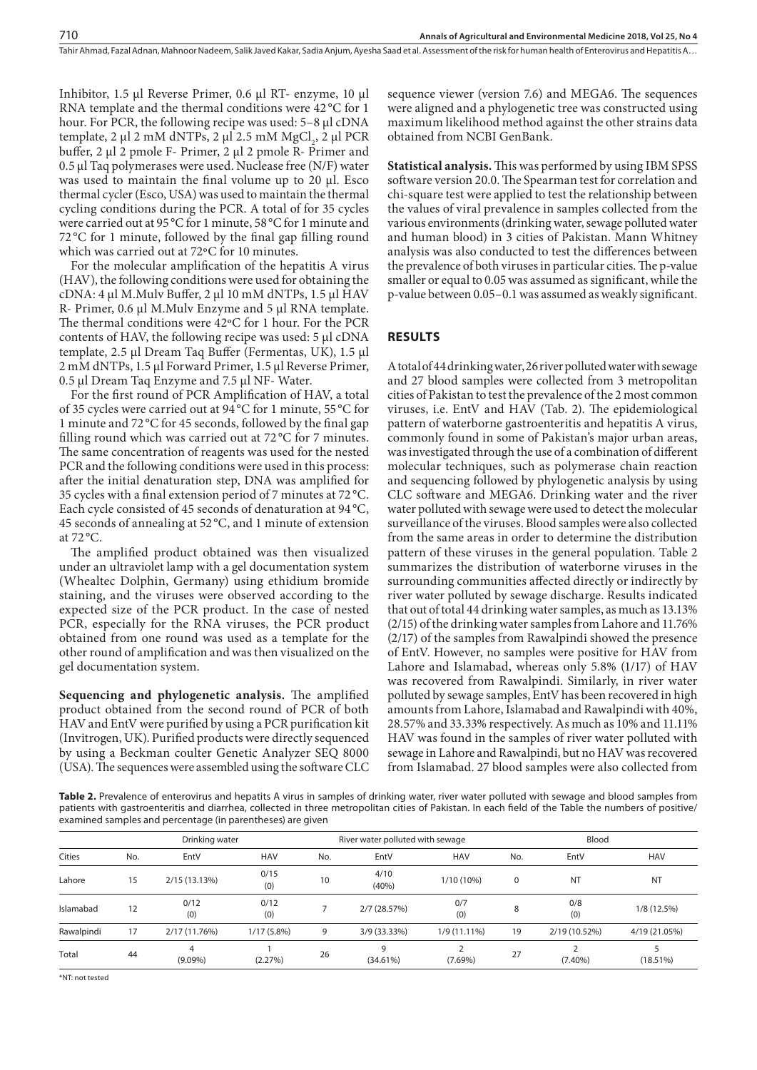Inhibitor, 1.5 µl Reverse Primer, 0.6 µl RT- enzyme, 10 µl RNA template and the thermal conditions were 42 °C for 1 hour. For PCR, the following recipe was used: 5–8 µl cDNA template, 2 µl 2 mM dNTPs, 2 µl 2.5 mM $MgCl_2$, 2 µl PCR buffer, 2 µl 2 pmole F- Primer, 2 µl 2 pmole R- Primer and 0.5 µl Taq polymerases were used. Nuclease free (N/F) water was used to maintain the final volume up to 20 µl. Esco thermal cycler (Esco, USA) was used to maintain the thermal cycling conditions during the PCR. A total of for 35 cycles were carried out at 95 °C for 1 minute, 58 °C for 1 minute and 72 °C for 1 minute, followed by the final gap filling round which was carried out at 72ºC for 10 minutes.

For the molecular amplification of the hepatitis A virus (HAV), the following conditions were used for obtaining the cDNA: 4 µl M.Mulv Buffer, 2 µl 10 mM dNTPs, 1.5 µl HAV R- Primer, 0.6 µl M.Mulv Enzyme and 5 µl RNA template. The thermal conditions were 42ºC for 1 hour. For the PCR contents of HAV, the following recipe was used: 5 µl cDNA template, 2.5 µl Dream Taq Buffer (Fermentas, UK), 1.5 µl 2 mM dNTPs, 1.5 µl Forward Primer, 1.5 µl Reverse Primer, 0.5 µl Dream Taq Enzyme and 7.5 µl NF- Water.

For the first round of PCR Amplification of HAV, a total of 35 cycles were carried out at 94 °C for 1 minute, 55 °C for 1 minute and 72 °C for 45 seconds, followed by the final gap filling round which was carried out at 72 °C for 7 minutes. The same concentration of reagents was used for the nested PCR and the following conditions were used in this process: after the initial denaturation step, DNA was amplified for 35 cycles with a final extension period of 7 minutes at 72 °C. Each cycle consisted of 45 seconds of denaturation at 94 °C, 45 seconds of annealing at 52 °C, and 1 minute of extension at 72 °C.

The amplified product obtained was then visualized under an ultraviolet lamp with a gel documentation system (Whealtec Dolphin, Germany) using ethidium bromide staining, and the viruses were observed according to the expected size of the PCR product. In the case of nested PCR, especially for the RNA viruses, the PCR product obtained from one round was used as a template for the other round of amplification and was then visualized on the gel documentation system.

**Sequencing and phylogenetic analysis.** The amplified product obtained from the second round of PCR of both HAV and EntV were purified by using a PCR purification kit (Invitrogen, UK). Purified products were directly sequenced by using a Beckman coulter Genetic Analyzer SEQ 8000 (USA). The sequences were assembled using the software CLC sequence viewer (version 7.6) and MEGA6. The sequences were aligned and a phylogenetic tree was constructed using maximum likelihood method against the other strains data obtained from NCBI GenBank.

**Statistical analysis.** This was performed by using IBM SPSS software version 20.0. The Spearman test for correlation and chi-square test were applied to test the relationship between the values of viral prevalence in samples collected from the various environments (drinking water, sewage polluted water and human blood) in 3 cities of Pakistan. Mann Whitney analysis was also conducted to test the differences between the prevalence of both viruses in particular cities. The p-value smaller or equal to 0.05 was assumed as significant, while the p-value between 0.05–0.1 was assumed as weakly significant.

## RESULTS

A total of 44 drinking water, 26 river polluted water with sewage and 27 blood samples were collected from 3 metropolitan cities of Pakistan to test the prevalence of the 2 most common viruses, i.e. EntV and HAV (Tab. 2). The epidemiological pattern of waterborne gastroenteritis and hepatitis A virus, commonly found in some of Pakistan's major urban areas, was investigated through the use of a combination of different molecular techniques, such as polymerase chain reaction and sequencing followed by phylogenetic analysis by using CLC software and MEGA6. Drinking water and the river water polluted with sewage were used to detect the molecular surveillance of the viruses. Blood samples were also collected from the same areas in order to determine the distribution pattern of these viruses in the general population. Table 2 summarizes the distribution of waterborne viruses in the surrounding communities affected directly or indirectly by river water polluted by sewage discharge. Results indicated that out of total 44 drinking water samples, as much as 13.13% (2/15) of the drinking water samples from Lahore and 11.76% (2/17) of the samples from Rawalpindi showed the presence of EntV. However, no samples were positive for HAV from Lahore and Islamabad, whereas only 5.8% (1/17) of HAV was recovered from Rawalpindi. Similarly, in river water polluted by sewage samples, EntV has been recovered in high amounts from Lahore, Islamabad and Rawalpindi with 40%, 28.57% and 33.33% respectively. As much as 10% and 11.11% HAV was found in the samples of river water polluted with sewage in Lahore and Rawalpindi, but no HAV was recovered from Islamabad. 27 blood samples were also collected from

**Table 2.** Prevalence of enterovirus and hepatits A virus in samples of drinking water, river water polluted with sewage and blood samples from patients with gastroenteritis and diarrhea, collected in three metropolitan cities of Pakistan. In each field of the Table the numbers of positive/examined samples and percentage (in parentheses) are given

| | Drinking water | | | River water polluted with sewage | | | Blood | | |
|---|---|---|---|---|---|---|---|---|---|
| Cities | No. | EntV | HAV | No. | EntV | HAV | No. | EntV | HAV |
| Lahore | 15 | 2/15 (13.13%) | 0/15 (0) | 10 | 4/10 (40%) | 1/10 (10%) | 0 | NT | NT |
| Islamabad | 12 | 0/12 (0) | 0/12 (0) | 7 | 2/7 (28.57%) | 0/7 (0) | 8 | 0/8 (0) | 1/8 (12.5%) |
| Rawalpindi | 17 | 2/17 (11.76%) | 1/17 (5.8%) | 9 | 3/9 (33.33%) | 1/9 (11.11%) | 19 | 2/19 (10.52%) | 4/19 (21.05%) |
| Total | 44 | 4 (9.09%) | 1 (2.27%) | 26 | 9 (34.61%) | 2 (7.69%) | 27 | 2 (7.40%) | 5 (18.51%) |

*NT: not tested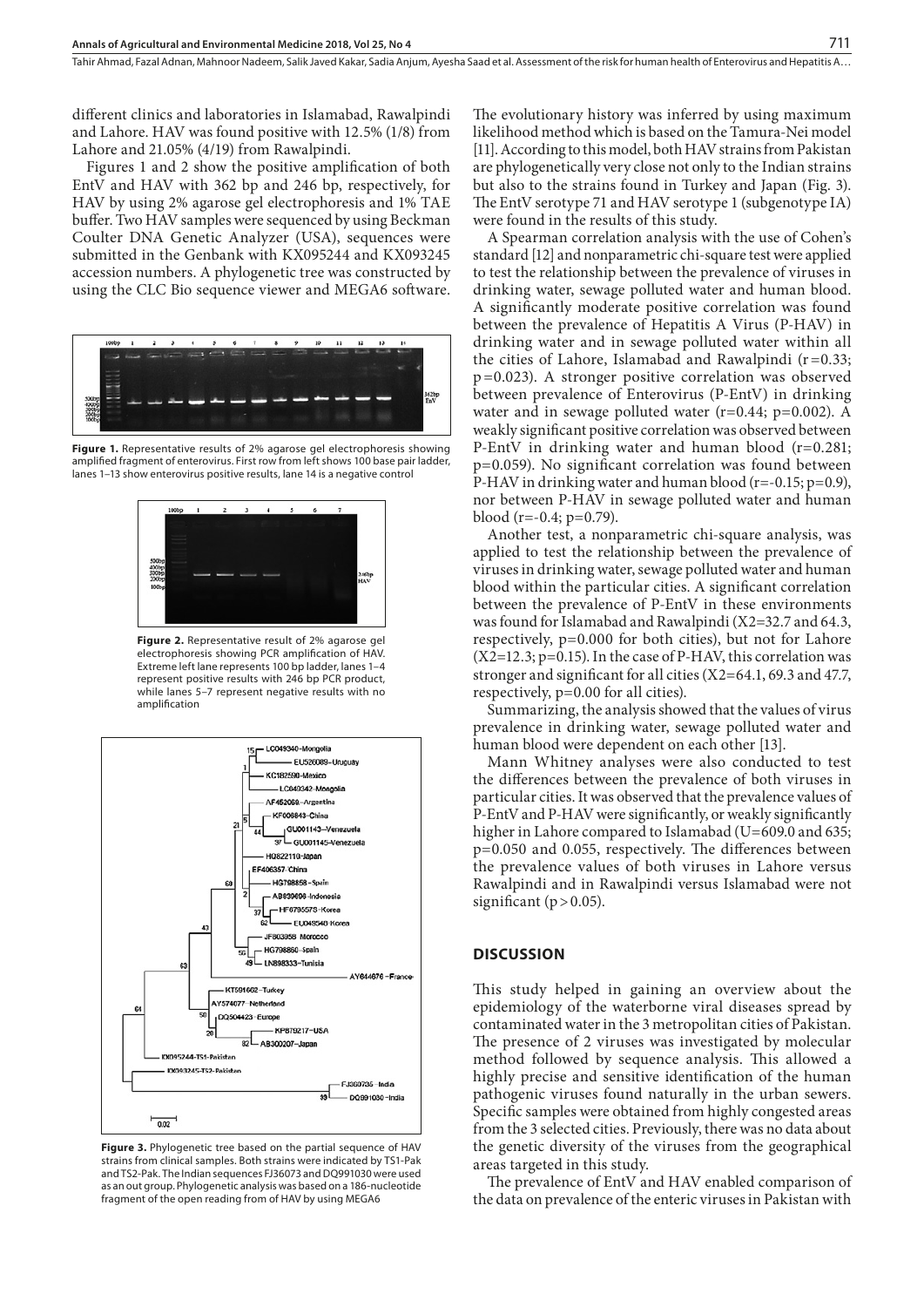different clinics and laboratories in Islamabad, Rawalpindi and Lahore. HAV was found positive with 12.5% (1/8) from Lahore and 21.05% (4/19) from Rawalpindi.

Figures 1 and 2 show the positive amplification of both EntV and HAV with 362 bp and 246 bp, respectively, for HAV by using 2% agarose gel electrophoresis and 1% TAE buffer. Two HAV samples were sequenced by using Beckman Coulter DNA Genetic Analyzer (USA), sequences were submitted in the Genbank with KX095244 and KX093245 accession numbers. A phylogenetic tree was constructed by using the CLC Bio sequence viewer and MEGA6 software.

100bp 1 2 3 4 5 6 7 8 9 10 11 12 13 14

500bp
400bp
300bp
200bp
100bp

362bp
EnV

**Figure 1.** Representative results of 2% agarose gel electrophoresis showing amplified fragment of enterovirus. First row from left shows 100 base pair ladder, lanes 1–13 show enterovirus positive results, lane 14 is a negative control

100bp 1 2 3 4 5 6 7

500bp
400bp
300bp
200bp
100bp

246bp
HAV

**Figure 2.** Representative result of 2% agarose gel electrophoresis showing PCR amplification of HAV. Extreme left lane represents 100 bp ladder, lanes 1–4 represent positive results with 246 bp PCR product, while lanes 5–7 represent negative results with no amplification

LC049340-Mongolia
EU526089-Uruguay
KC182590-Mexico
LC049342-Mongolia
AF452068-Argentina
KF006843-China
GU001143-Venezuela
GU001145-Venezuela
HQ822110-Japan
EF406357-China
HG798858-Spain
AB839698-Indonesia
HF679557S-Korea
EU049540-Korea
JF803958-Morocco
HG798860-Spain
LN898333-Tunisia
AY644676-France
KT591602-Turkey
AY574077-Netherland
DQ504423-Europe
KP879217-USA
AB300207-Japan
KX095244-TS1-Pakistan
KX093245-TS2-Pakistan
FJ360735-India
DQ991030-India

15 1 21 5 44 37 60 2 37 62 43 56 49 63 61 50 26 82 99

0.02

**Figure 3.** Phylogenetic tree based on the partial sequence of HAV strains from clinical samples. Both strains were indicated by TS1-Pak and TS2-Pak. The Indian sequences FJ36073 and DQ991030 were used as an out group. Phylogenetic analysis was based on a 186-nucleotide fragment of the open reading from of HAV by using MEGA6

The evolutionary history was inferred by using maximum likelihood method which is based on the Tamura-Nei model [11]. According to this model, both HAV strains from Pakistan are phylogenetically very close not only to the Indian strains but also to the strains found in Turkey and Japan (Fig. 3). The EntV serotype 71 and HAV serotype 1 (subgenotype IA) were found in the results of this study.

A Spearman correlation analysis with the use of Cohen's standard [12] and nonparametric chi-square test were applied to test the relationship between the prevalence of viruses in drinking water, sewage polluted water and human blood. A significantly moderate positive correlation was found between the prevalence of Hepatitis A Virus (P-HAV) in drinking water and in sewage polluted water within all the cities of Lahore, Islamabad and Rawalpindi ($r=0.33$; $p=0.023$). A stronger positive correlation was observed between prevalence of Enterovirus (P-EntV) in drinking water and in sewage polluted water ($r=0.44$; $p=0.002$). A weakly significant positive correlation was observed between P-EntV in drinking water and human blood ($r=0.281$; $p=0.059$). No significant correlation was found between P-HAV in drinking water and human blood ($r=-0.15$; $p=0.9$), nor between P-HAV in sewage polluted water and human blood ($r=-0.4$; $p=0.79$).

Another test, a nonparametric chi-square analysis, was applied to test the relationship between the prevalence of viruses in drinking water, sewage polluted water and human blood within the particular cities. A significant correlation between the prevalence of P-EntV in these environments was found for Islamabad and Rawalpindi ($X2=32.7$ and $64.3$, respectively, $p=0.000$ for both cities), but not for Lahore ($X2=12.3$; $p=0.15$). In the case of P-HAV, this correlation was stronger and significant for all cities ($X2=64.1$, $69.3$ and $47.7$, respectively, $p=0.00$ for all cities).

Summarizing, the analysis showed that the values of virus prevalence in drinking water, sewage polluted water and human blood were dependent on each other [13].

Mann Whitney analyses were also conducted to test the differences between the prevalence of both viruses in particular cities. It was observed that the prevalence values of P-EntV and P-HAV were significantly, or weakly significantly higher in Lahore compared to Islamabad ($U=609.0$ and $635$; $p=0.050$ and $0.055$, respectively. The differences between the prevalence values of both viruses in Lahore versus Rawalpindi and in Rawalpindi versus Islamabad were not significant ($p>0.05$).

## DISCUSSION

This study helped in gaining an overview about the epidemiology of the waterborne viral diseases spread by contaminated water in the 3 metropolitan cities of Pakistan. The presence of 2 viruses was investigated by molecular method followed by sequence analysis. This allowed a highly precise and sensitive identification of the human pathogenic viruses found naturally in the urban sewers. Specific samples were obtained from highly congested areas from the 3 selected cities. Previously, there was no data about the genetic diversity of the viruses from the geographical areas targeted in this study.

The prevalence of EntV and HAV enabled comparison of the data on prevalence of the enteric viruses in Pakistan with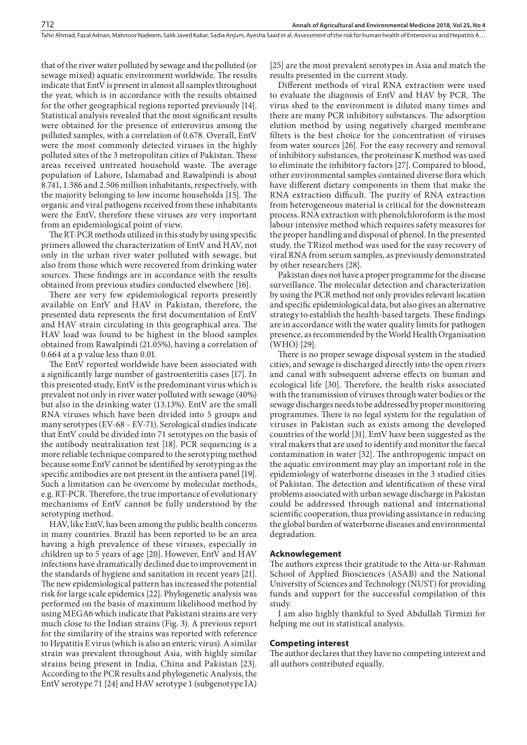that of the river water polluted by sewage and the polluted (or sewage mixed) aquatic environment worldwide. The results indicate that EntV is present in almost all samples throughout the year, which is in accordance with the results obtained for the other geographical regions reported previously [14]. Statistical analysis revealed that the most significant results were obtained for the presence of enterovirus among the polluted samples, with a correlation of 0.678. Overall, EntV were the most commonly detected viruses in the highly polluted sites of the 3 metropolitan cities of Pakistan. These areas received untreated household waste. The average population of Lahore, Islamabad and Rawalpindi is about 8.741, 1.386 and 2.506 million inhabitants, respectively, with the majority belonging to low income households [15]. The organic and viral pathogens received from these inhabitants were the EntV, therefore these viruses are very important from an epidemiological point of view.

The RT-PCR methods utilized in this study by using specific primers allowed the characterization of EntV and HAV, not only in the urban river water polluted with sewage, but also from those which were recovered from drinking water sources. These findings are in accordance with the results obtained from previous studies conducted elsewhere [16].

There are very few epidemiological reports presently available on EntV and HAV in Pakistan, therefore, the presented data represents the first documentation of EntV and HAV strain circulating in this geographical area. The HAV load was found to be highest in the blood samples obtained from Rawalpindi (21.05%), having a correlation of 0.664 at a p value less than 0.01.

The EntV reported worldwide have been associated with a significantly large number of gastroenteritis cases [17]. In this presented study, EntV is the predominant virus which is prevalent not only in river water polluted with sewage (40%) but also in the drinking water (13.13%). EntV are the small RNA viruses which have been divided into 5 groups and many serotypes (EV-68 – EV-71). Serological studies indicate that EntV could be divided into 71 serotypes on the basis of the antibody neutralization test [18]. PCR sequencing is a more reliable technique compared to the serotyping method because some EntV cannot be identified by serotyping as the specific antibodies are not present in the antisera panel [19]. Such a limitation can be overcome by molecular methods, e.g. RT-PCR. Therefore, the true importance of evolutionary mechanisms of EntV cannot be fully understood by the serotyping method.

HAV, like EntV, has been among the public health concerns in many countries. Brazil has been reported to be an area having a high prevalence of these viruses, especially in children up to 5 years of age [20]. However, EntV and HAV infections have dramatically declined due to improvement in the standards of hygiene and sanitation in recent years [21]. The new epidemiological pattern has increased the potential risk for large scale epidemics [22]. Phylogenetic analysis was performed on the basis of maximum likelihood method by using MEGA6 which indicate that Pakistani strains are very much close to the Indian strains (Fig. 3). A previous report for the similarity of the strains was reported with reference to Hepatitis E virus (which is also an enteric virus). A similar strain was prevalent throughout Asia, with highly similar strains being present in India, China and Pakistan [23]. According to the PCR results and phylogenetic Analysis, the EntV serotype 71 [24] and HAV serotype 1 (subgenotype IA) [25] are the most prevalent serotypes in Asia and match the results presented in the current study.

Different methods of viral RNA extraction were used to evaluate the diagnosis of EntV and HAV by PCR. The virus shed to the environment is diluted many times and there are many PCR inhibitory substances. The adsorption elution method by using negatively charged membrane filters is the best choice for the concentration of viruses from water sources [26]. For the easy recovery and removal of inhibitory substances, the proteinase K method was used to eliminate the inhibitory factors [27]. Compared to blood, other environmental samples contained diverse flora which have different dietary components in them that make the RNA extraction difficult. The purity of RNA extraction from heterogeneous material is critical for the downstream process. RNA extraction with phenolchloroform is the most labour intensive method which requires safety measures for the proper handling and disposal of phenol. In the presented study, the TRizol method was used for the easy recovery of viral RNA from serum samples, as previously demonstrated by other researchers [28].

Pakistan does not have a proper programme for the disease surveillance. The molecular detection and characterization by using the PCR method not only provides relevant location and specific epidemiological data, but also gives an alternative strategy to establish the health-based targets. These findings are in accordance with the water quality limits for pathogen presence, as recommended by the World Health Organisation (WHO) [29].

There is no proper sewage disposal system in the studied cities, and sewage is discharged directly into the open rivers and canal with subsequent adverse effects on human and ecological life [30]. Therefore, the health risks associated with the transmission of viruses through water bodies or the sewage discharges needs to be addressed by proper monitoring programmes. There is no legal system for the regulation of viruses in Pakistan such as exists among the developed countries of the world [31]. EntV have been suggested as the viral makers that are used to identify and monitor the faecal contamination in water [32]. The anthropogenic impact on the aquatic environment may play an important role in the epidemiology of waterborne diseases in the 3 studied cities of Pakistan. The detection and identification of these viral problems associated with urban sewage discharge in Pakistan could be addressed through national and international scientific cooperation, thus providing assistance in reducing the global burden of waterborne diseases and environmental degradation.

## Acknowlegement

The authors express their gratitude to the Atta-ur-Rahman School of Applied Biosciences (ASAB) and the National University of Sciences and Technology (NUST) for providing funds and support for the successful compilation of this study.

I am also highly thankful to Syed Abdullah Tirmizi for helping me out in statistical analysis.

## Competing interest

The author declares that they have no competing interest and all authors contributed equally.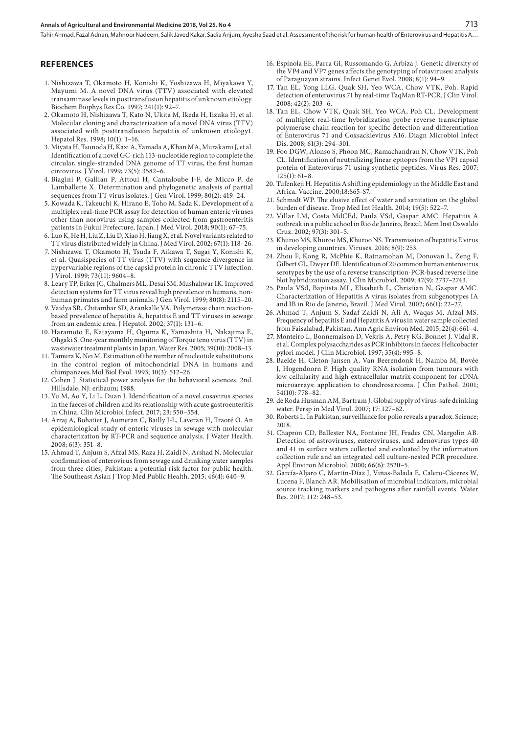## REFERENCES

1. Nishizawa T, Okamoto H, Konishi K, Yoshizawa H, Miyakawa Y, Mayumi M. A novel DNA virus (TTV) associated with elevated transaminase levels in posttransfusion hepatitis of unknown etiology. Biochem Biophys Res Co. 1997; 241(1): 92–7.
2. Okamoto H, Nishizawa T, Kato N, Ukita M, Ikeda H, Iizuka H, et al. Molecular cloning and characterization of a novel DNA virus (TTV) associated with posttransfusion hepatitis of unknown etiology1. Hepatol Res. 1998; 10(1): 1–16.
3. Miyata H, Tsunoda H, Kazi A, Yamada A, Khan MA, Murakami J, et al. Identification of a novel GC-rich 113-nucleotide region to complete the circular, single-stranded DNA genome of TT virus, the first human circovirus. J Virol. 1999; 73(5): 3582–6.
4. Biagini P, Gallian P, Attoui H, Cantaloube J-F, de Micco P, de Lamballerie X. Determination and phylogenetic analysis of partial sequences from TT virus isolates. J Gen Virol. 1999; 80(2): 419–24.
5. Kowada K, Takeuchi K, Hirano E, Toho M, Sada K. Development of a multiplex real-time PCR assay for detection of human enteric viruses other than norovirus using samples collected from gastroenteritis patients in Fukui Prefecture, Japan. J Med Virol. 2018; 90(1): 67–75.
6. Luo K, He H, Liu Z, Liu D, Xiao H, Jiang X, et al. Novel variants related to TT virus distributed widely in China. J Med Virol. 2002; 67(1): 118–26.
7. Nishizawa T, Okamoto H, Tsuda F, Aikawa T, Sugai Y, Konishi K, et al. Quasispecies of TT virus (TTV) with sequence divergence in hypervariable regions of the capsid protein in chronic TTV infection. J Virol. 1999; 73(11): 9604–8.
8. Leary TP, Erker JC, Chalmers ML, Desai SM, Mushahwar IK. Improved detection systems for TT virus reveal high prevalence in humans, non-human primates and farm animals. J Gen Virol. 1999; 80(8): 2115–20.
9. Vaidya SR, Chitambar SD, Arankalle VA. Polymerase chain reaction-based prevalence of hepatitis A, hepatitis E and TT viruses in sewage from an endemic area. J Hepatol. 2002; 37(1): 131–6.
10. Haramoto E, Katayama H, Oguma K, Yamashita H, Nakajima E, Ohgaki S. One-year monthly monitoring of Torque teno virus (TTV) in wastewater treatment plants in Japan. Water Res. 2005; 39(10): 2008–13.
11. Tamura K, Nei M. Estimation of the number of nucleotide substitutions in the control region of mitochondrial DNA in humans and chimpanzees.Mol Biol Evol. 1993; 10(3): 512–26.
12. Cohen J. Statistical power analysis for the behavioral sciences. 2nd. Hillsdale, NJ: erlbaum; 1988.
13. Yu M, Ao Y, Li L, Duan J. Idendification of a novel cosavirus species in the faeces of children and its relationship with acute gastroenteritis in China. Clin Microbiol Infect. 2017; 23: 550–554.
14. Arraj A, Bohatier J, Aumeran C, Bailly J-L, Laveran H, Traoré O. An epidemiological study of enteric viruses in sewage with molecular characterization by RT-PCR and sequence analysis. J Water Health. 2008; 6(3): 351–8.
15. Ahmad T, Anjum S, Afzal MS, Raza H, Zaidi N, Arshad N. Molecular confirmation of enterovirus from sewage and drinking water samples from three cities, Pakistan: a potential risk factor for public health. The Southeast Asian J Trop Med Public Health. 2015; 46(4): 640–9.
16. Espínola EE, Parra GI, Russomando G, Arbiza J. Genetic diversity of the VP4 and VP7 genes affects the genotyping of rotaviruses: analysis of Paraguayan strains. Infect Genet Evol. 2008; 8(1): 94–9.
17. Tan EL, Yong LLG, Quak SH, Yeo WCA, Chow VTK, Poh. Rapid detection of enterovirus 71 by real-time TaqMan RT-PCR. J Clin Virol. 2008; 42(2): 203–6.
18. Tan EL, Chow VTK, Quak SH, Yeo WCA, Poh CL. Development of multiplex real-time hybridization probe reverse transcriptase polymerase chain reaction for specific detection and differentiation of Enterovirus 71 and Coxsackievirus A16. Diagn Microbiol Infect Dis. 2008; 61(3): 294–301.
19. Foo DGW, Alonso S, Phoon MC, Ramachandran N, Chow VTK, Poh CL. Identification of neutralizing linear epitopes from the VP1 capsid protein of Enterovirus 71 using synthetic peptides. Virus Res. 2007; 125(1): 61–8.
20. Tufenkeji H. Hepatitis A shifting epidemiology in the Middle East and Africa. Vaccine. 2000;18:S65-S7.
21. Schmidt WP. The elusive effect of water and sanitation on the global burden of disease. Trop Med Int Health. 2014; 19(5): 522–7.
22. Villar LM, Costa MdCEd, Paula VSd, Gaspar AMC. Hepatitis A outbreak in a public school in Rio de Janeiro, Brazil. Mem Inst Oswaldo Cruz. 2002; 97(3): 301–5.
23. Khuroo MS, Khuroo MS, Khuroo NS. Transmission of hepatitis E virus in developing countries. Viruses. 2016; 8(9): 253.
24. Zhou F, Kong R, McPhie K, Ratnamohan M, Donovan L, Zeng F, Gilbert GL, Dwyer DE. Identification of 20 common human enterovirus serotypes by the use of a reverse transcription-PCR-based reverse line blot hybridization assay. J Clin Microbiol. 2009; 47(9): 2737–2743.
25. Paula VSd, Baptista ML, Elisabeth L, Christian N, Gaspar AMC. Characterization of Hepatitis A virus isolates from subgenotypes IA and IB in Rio de Janerio, Brazil. J Med Virol. 2002; 66(1): 22–27.
26. Ahmad T, Anjum S, Sadaf Zaidi N, Ali A, Waqas M, Afzal MS. Frequency of hepatitis E and Hepatitis A virus in water sample collected from Faisalabad, Pakistan. Ann Agric Environ Med. 2015; 22(4): 661–4.
27. Monteiro L, Bonnemaison D, Vekris A, Petry KG, Bonnet J, Vidal R, et al. Complex polysaccharides as PCR inhibitors in faeces: Helicobacter pylori model. J Clin Microbiol. 1997; 35(4): 995–8.
28. Baelde H, Cleton-Jansen A, Van Beerendonk H, Namba M, Bovée J, Hogendoorn P. High quality RNA isolation from tumours with low cellularity and high extracellular matrix component for cDNA microarrays: application to chondrosarcoma. J Clin Pathol. 2001; 54(10): 778–82.
29. de Roda Husman AM, Bartram J. Global supply of virus-safe drinking water. Persp in Med Virol. 2007; 17: 127–62.
30. Roberts L. In Pakistan, surveillance for polio reveals a paradox. Science; 2018.
31. Chapron CD, Ballester NA, Fontaine JH, Frades CN, Margolin AB. Detection of astroviruses, enteroviruses, and adenovirus types 40 and 41 in surface waters collected and evaluated by the information collection rule and an integrated cell culture-nested PCR procedure. Appl Environ Microbiol. 2000; 66(6): 2520–5.
32. García-Aljaro C, Martín-Díaz J, Viñas-Balada E, Calero-Cáceres W, Lucena F, Blanch AR. Mobilisation of microbial indicators, microbial source tracking markers and pathogens after rainfall events. Water Res. 2017; 112: 248–53.